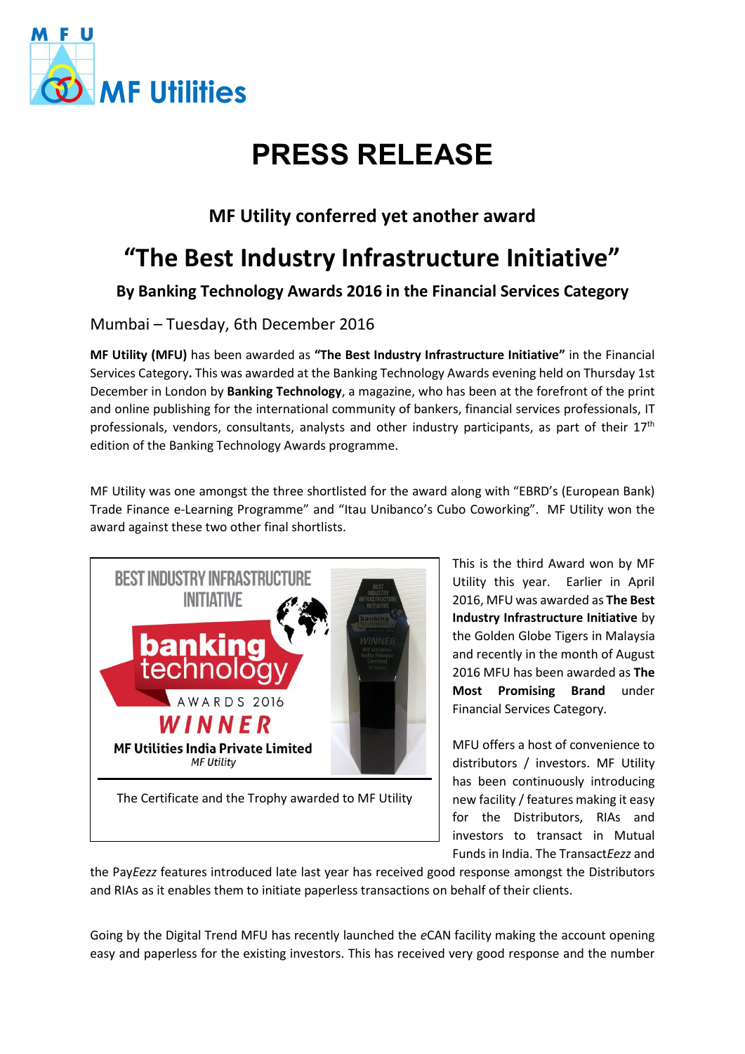# PRESS RELEASE

## MF Utility conferred yet another award

# "The Best Industry Infrastructure Initiative"

### By Banking Technology Awards 2016 in the Financial Services Category

Mumbai – Tuesday, 6th December 2016

**MF Utility (MFU)** has been awarded as **"The Best Industry Infrastructure Initiative"** in the Financial Services Category**.** This was awarded at the Banking Technology Awards evening held on Thursday 1st December in London by **Banking Technology**, a magazine, who has been at the forefront of the print and online publishing for the international community of bankers, financial services professionals, IT professionals, vendors, consultants, analysts and other industry participants, as part of their 17th edition of the Banking Technology Awards programme.

MF Utility was one amongst the three shortlisted for the award along with "EBRD's (European Bank) Trade Finance e-Learning Programme" and "Itau Unibanco's Cubo Coworking". MF Utility won the award against these two other final shortlists.

The Certificate and the Trophy awarded to MF Utility

This is the third Award won by MF Utility this year. Earlier in April 2016, MFU was awarded as **The Best Industry Infrastructure Initiative** by the Golden Globe Tigers in Malaysia and recently in the month of August 2016 MFU has been awarded as **The Most Promising Brand** under Financial Services Category.

MFU offers a host of convenience to distributors / investors. MF Utility has been continuously introducing new facility / features making it easy for the Distributors, RIAs and investors to transact in Mutual Funds in India. The Transact*Eezz* and the Pay*Eezz* features introduced late last year has received good response amongst the Distributors and RIAs as it enables them to initiate paperless transactions on behalf of their clients.

Going by the Digital Trend MFU has recently launched the *e*CAN facility making the account opening easy and paperless for the existing investors. This has received very good response and the number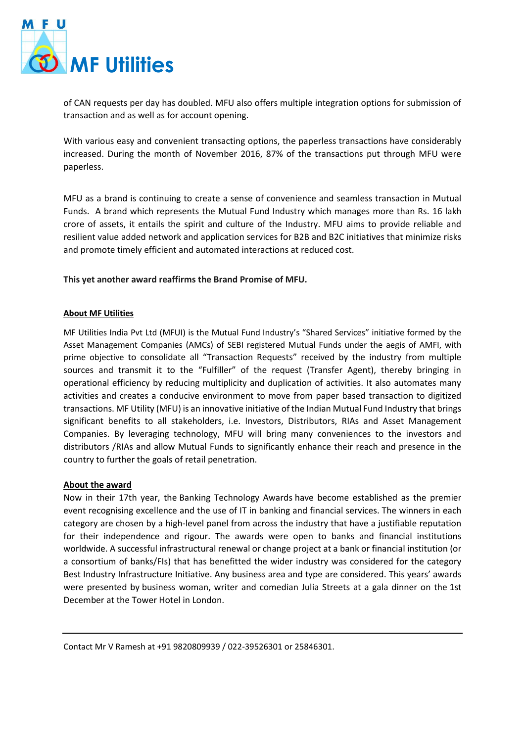of CAN requests per day has doubled. MFU also offers multiple integration options for submission of transaction and as well as for account opening.

With various easy and convenient transacting options, the paperless transactions have considerably increased. During the month of November 2016, 87% of the transactions put through MFU were paperless.

MFU as a brand is continuing to create a sense of convenience and seamless transaction in Mutual Funds. A brand which represents the Mutual Fund Industry which manages more than Rs. 16 lakh crore of assets, it entails the spirit and culture of the Industry. MFU aims to provide reliable and resilient value added network and application services for B2B and B2C initiatives that minimize risks and promote timely efficient and automated interactions at reduced cost.

**This yet another award reaffirms the Brand Promise of MFU.**

**About MF Utilities**

MF Utilities India Pvt Ltd (MFUI) is the Mutual Fund Industry's "Shared Services" initiative formed by the Asset Management Companies (AMCs) of SEBI registered Mutual Funds under the aegis of AMFI, with prime objective to consolidate all "Transaction Requests" received by the industry from multiple sources and transmit it to the "Fulfiller" of the request (Transfer Agent), thereby bringing in operational efficiency by reducing multiplicity and duplication of activities. It also automates many activities and creates a conducive environment to move from paper based transaction to digitized transactions. MF Utility (MFU) is an innovative initiative of the Indian Mutual Fund Industry that brings significant benefits to all stakeholders, i.e. Investors, Distributors, RIAs and Asset Management Companies. By leveraging technology, MFU will bring many conveniences to the investors and distributors /RIAs and allow Mutual Funds to significantly enhance their reach and presence in the country to further the goals of retail penetration.

**About the award**

Now in their 17th year, the Banking Technology Awards have become established as the premier event recognising excellence and the use of IT in banking and financial services. The winners in each category are chosen by a high-level panel from across the industry that have a justifiable reputation for their independence and rigour. The awards were open to banks and financial institutions worldwide. A successful infrastructural renewal or change project at a bank or financial institution (or a consortium of banks/FIs) that has benefitted the wider industry was considered for the category Best Industry Infrastructure Initiative. Any business area and type are considered. This years' awards were presented by business woman, writer and comedian Julia Streets at a gala dinner on the 1st December at the Tower Hotel in London.

---

Contact Mr V Ramesh at +91 9820809939 / 022-39526301 or 25846301.